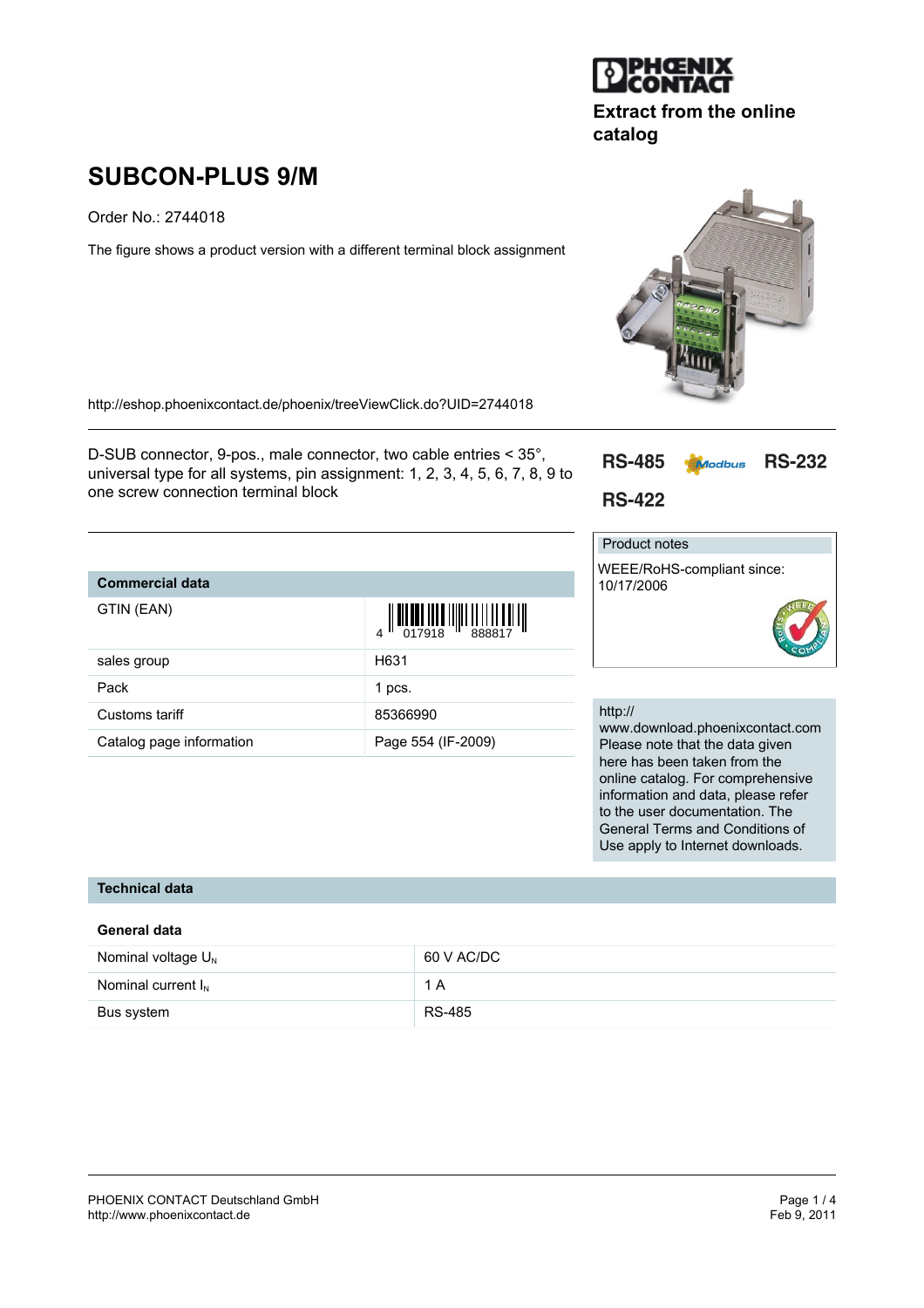Extract from the online catalog

# SUBCON-PLUS 9/M

Order No.: 2744018

The figure shows a product version with a different terminal block assignment

http://eshop.phoenixcontact.de/phoenix/treeViewClick.do?UID=2744018

D-SUB connector, 9-pos., male connector, two cable entries < 35°, universal type for all systems, pin assignment: 1, 2, 3, 4, 5, 6, 7, 8, 9 to one screw connection terminal block

RS-485 Modbus RS-232 RS-422

**Product notes**

WEEE/RoHS-compliant since: 10/17/2006

http://www.download.phoenixcontact.com
Please note that the data given here has been taken from the online catalog. For comprehensive information and data, please refer to the user documentation. The General Terms and Conditions of Use apply to Internet downloads.

## Commercial data

| Commercial data | |
|---|---|
| GTIN (EAN) | 4 017918 888817 |
| sales group | H631 |
| Pack | 1 pcs. |
| Customs tariff | 85366990 |
| Catalog page information | Page 554 (IF-2009) |

## Technical data

### General data

| | |
|---|---|
| Nominal voltage $U_N$ | 60 V AC/DC |
| Nominal current $I_N$ | 1 A |
| Bus system | RS-485 |

PHOENIX CONTACT Deutschland GmbH
http://www.phoenixcontact.de

Feb 9, 2011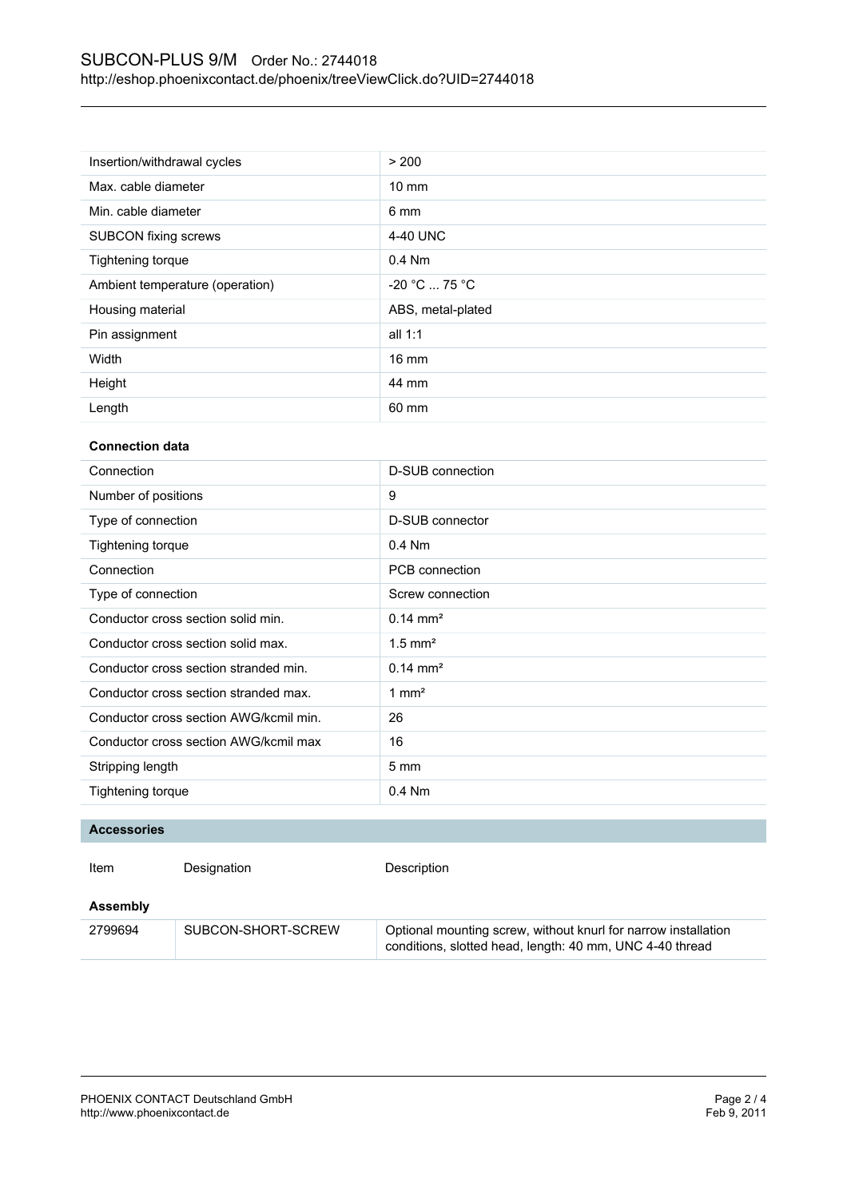| | |
|---|---|
| Insertion/withdrawal cycles | > 200 |
| Max. cable diameter | 10 mm |
| Min. cable diameter | 6 mm |
| SUBCON fixing screws | 4-40 UNC |
| Tightening torque | 0.4 Nm |
| Ambient temperature (operation) | -20 °C ... 75 °C |
| Housing material | ABS, metal-plated |
| Pin assignment | all 1:1 |
| Width | 16 mm |
| Height | 44 mm |
| Length | 60 mm |

**Connection data**

| | |
|---|---|
| Connection | D-SUB connection |
| Number of positions | 9 |
| Type of connection | D-SUB connector |
| Tightening torque | 0.4 Nm |
| Connection | PCB connection |
| Type of connection | Screw connection |
| Conductor cross section solid min. | 0.14 mm² |
| Conductor cross section solid max. | 1.5 mm² |
| Conductor cross section stranded min. | 0.14 mm² |
| Conductor cross section stranded max. | 1 mm² |
| Conductor cross section AWG/kcmil min. | 26 |
| Conductor cross section AWG/kcmil max | 16 |
| Stripping length | 5 mm |
| Tightening torque | 0.4 Nm |

## Accessories

| Item | Designation | Description |
|---|---|---|
| **Assembly** | | |
| 2799694 | SUBCON-SHORT-SCREW | Optional mounting screw, without knurl for narrow installation conditions, slotted head, length: 40 mm, UNC 4-40 thread |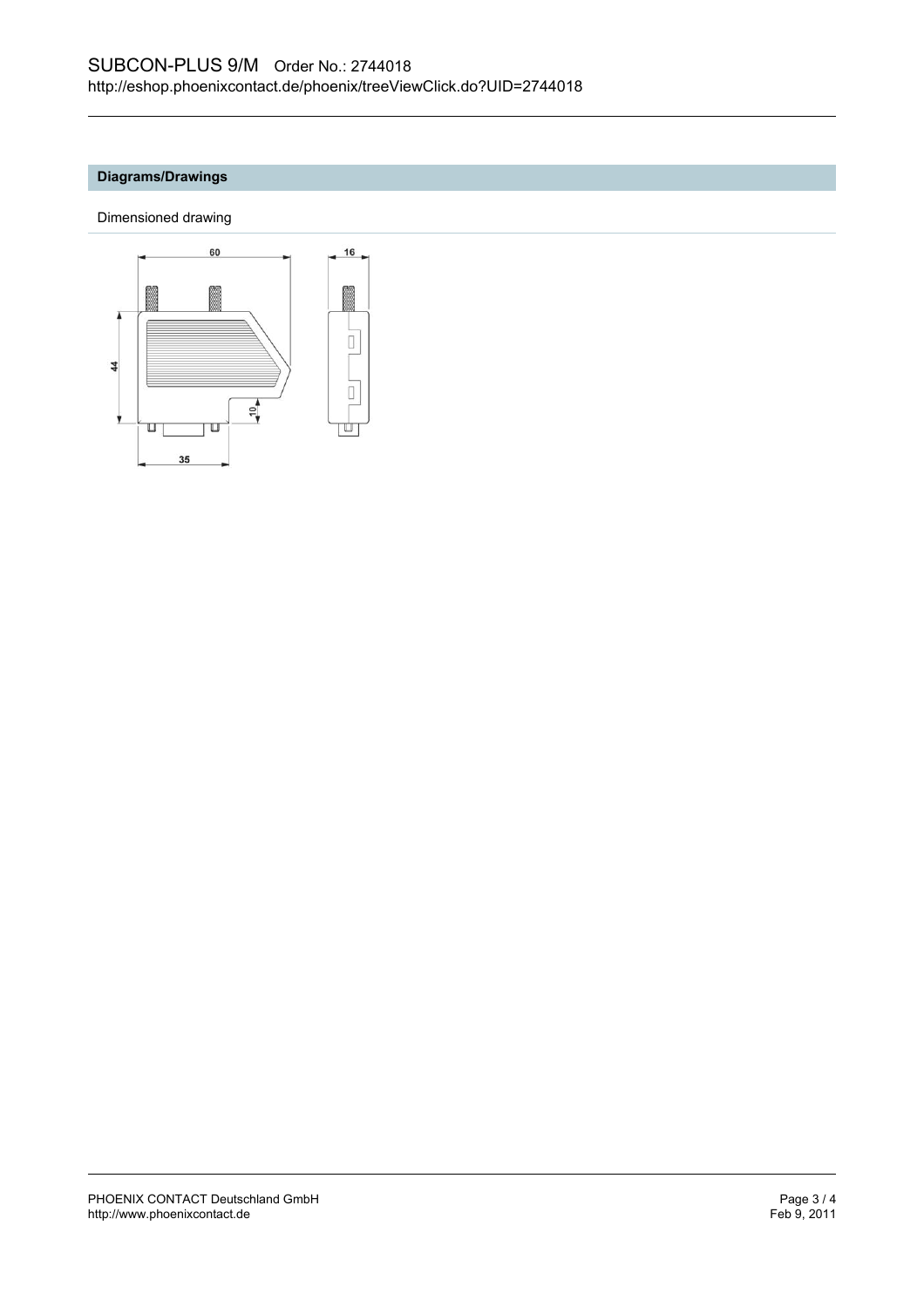## Diagrams/Drawings

Dimensioned drawing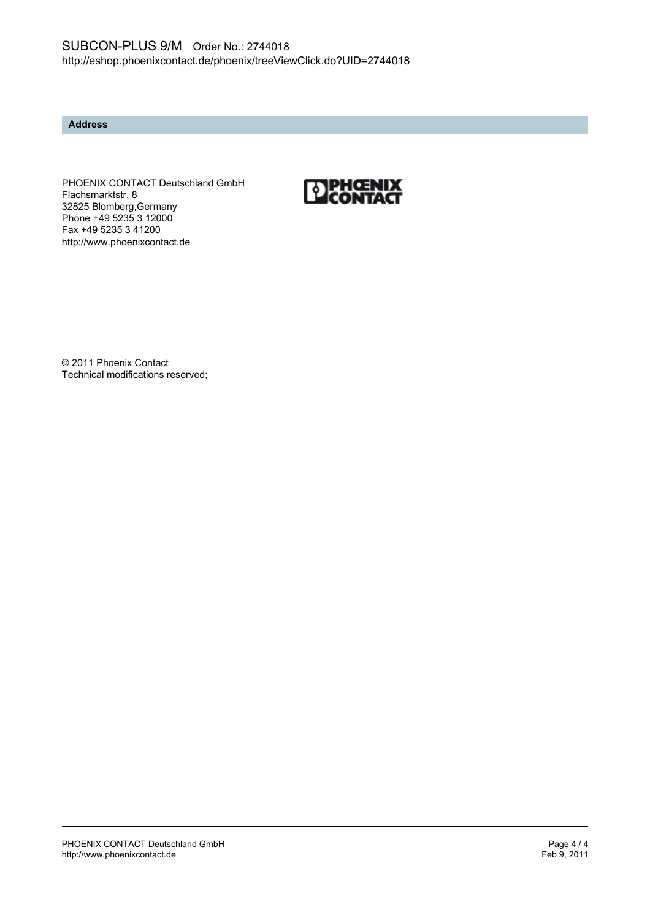## Address

PHOENIX CONTACT Deutschland GmbH
Flachsmarktstr. 8
32825 Blomberg,Germany
Phone +49 5235 3 12000
Fax +49 5235 3 41200
http://www.phoenixcontact.de

© 2011 Phoenix Contact
Technical modifications reserved;